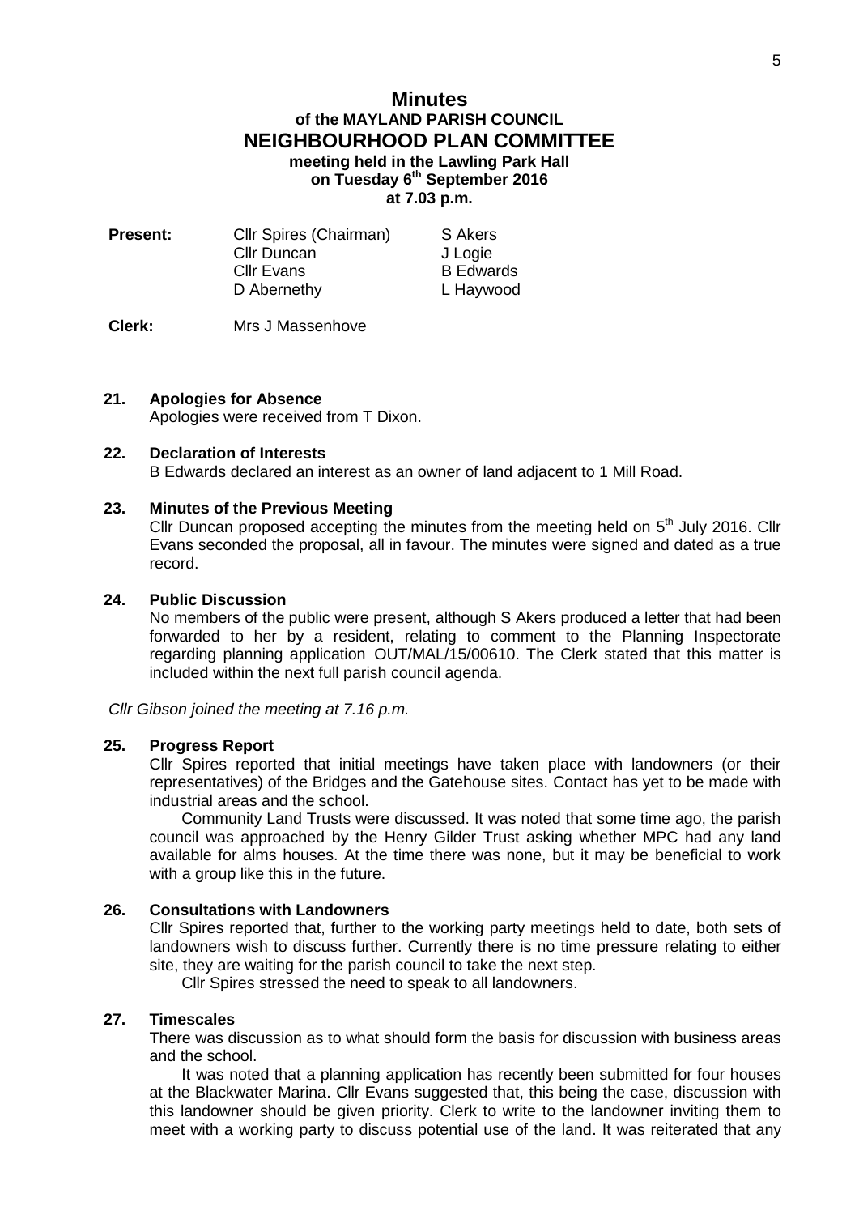# Minutes

## of the MAYLAND PARISH COUNCIL

## NEIGHBOURHOOD PLAN COMMITTEE

**meeting held in the Lawling Park Hall**
**on Tuesday 6th September 2016**
**at 7.03 p.m.**

| **Present:** | Cllr Spires (Chairman) | S Akers |
|---|---|---|
| | Cllr Duncan | J Logie |
| | Cllr Evans | B Edwards |
| | D Abernethy | L Haywood |

**Clerk:** Mrs J Massenhove

### 21. Apologies for Absence

Apologies were received from T Dixon.

### 22. Declaration of Interests

B Edwards declared an interest as an owner of land adjacent to 1 Mill Road.

### 23. Minutes of the Previous Meeting

Cllr Duncan proposed accepting the minutes from the meeting held on 5th July 2016. Cllr Evans seconded the proposal, all in favour. The minutes were signed and dated as a true record.

### 24. Public Discussion

No members of the public were present, although S Akers produced a letter that had been forwarded to her by a resident, relating to comment to the Planning Inspectorate regarding planning application OUT/MAL/15/00610. The Clerk stated that this matter is included within the next full parish council agenda.

*Cllr Gibson joined the meeting at 7.16 p.m.*

### 25. Progress Report

Cllr Spires reported that initial meetings have taken place with landowners (or their representatives) of the Bridges and the Gatehouse sites. Contact has yet to be made with industrial areas and the school.

Community Land Trusts were discussed. It was noted that some time ago, the parish council was approached by the Henry Gilder Trust asking whether MPC had any land available for alms houses. At the time there was none, but it may be beneficial to work with a group like this in the future.

### 26. Consultations with Landowners

Cllr Spires reported that, further to the working party meetings held to date, both sets of landowners wish to discuss further. Currently there is no time pressure relating to either site, they are waiting for the parish council to take the next step.

Cllr Spires stressed the need to speak to all landowners.

### 27. Timescales

There was discussion as to what should form the basis for discussion with business areas and the school.

It was noted that a planning application has recently been submitted for four houses at the Blackwater Marina. Cllr Evans suggested that, this being the case, discussion with this landowner should be given priority. Clerk to write to the landowner inviting them to meet with a working party to discuss potential use of the land. It was reiterated that any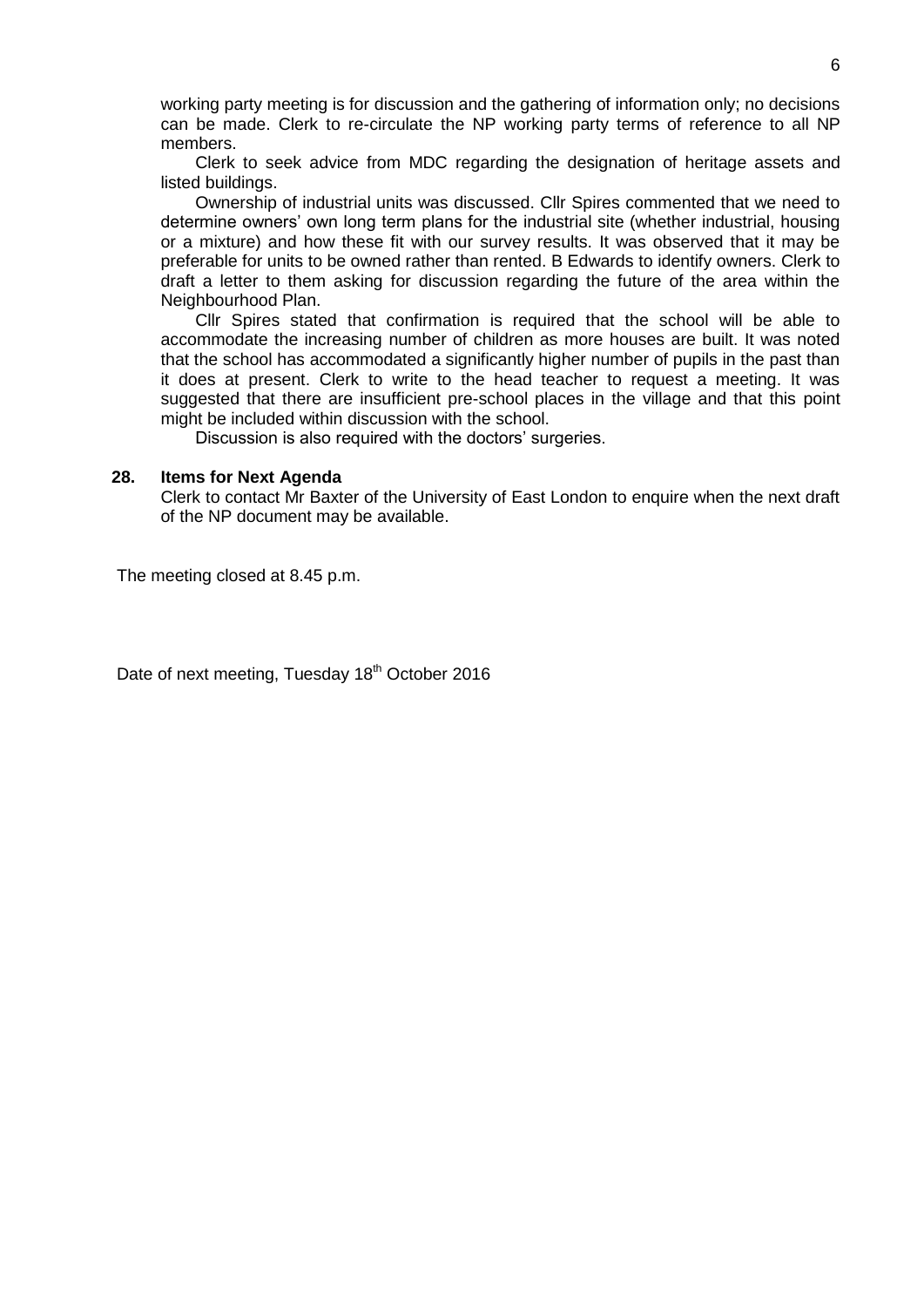working party meeting is for discussion and the gathering of information only; no decisions can be made. Clerk to re-circulate the NP working party terms of reference to all NP members.

Clerk to seek advice from MDC regarding the designation of heritage assets and listed buildings.

Ownership of industrial units was discussed. Cllr Spires commented that we need to determine owners' own long term plans for the industrial site (whether industrial, housing or a mixture) and how these fit with our survey results. It was observed that it may be preferable for units to be owned rather than rented. B Edwards to identify owners. Clerk to draft a letter to them asking for discussion regarding the future of the area within the Neighbourhood Plan.

Cllr Spires stated that confirmation is required that the school will be able to accommodate the increasing number of children as more houses are built. It was noted that the school has accommodated a significantly higher number of pupils in the past than it does at present. Clerk to write to the head teacher to request a meeting. It was suggested that there are insufficient pre-school places in the village and that this point might be included within discussion with the school.

Discussion is also required with the doctors' surgeries.

**28. Items for Next Agenda**

Clerk to contact Mr Baxter of the University of East London to enquire when the next draft of the NP document may be available.

The meeting closed at 8.45 p.m.

Date of next meeting, Tuesday 18th October 2016